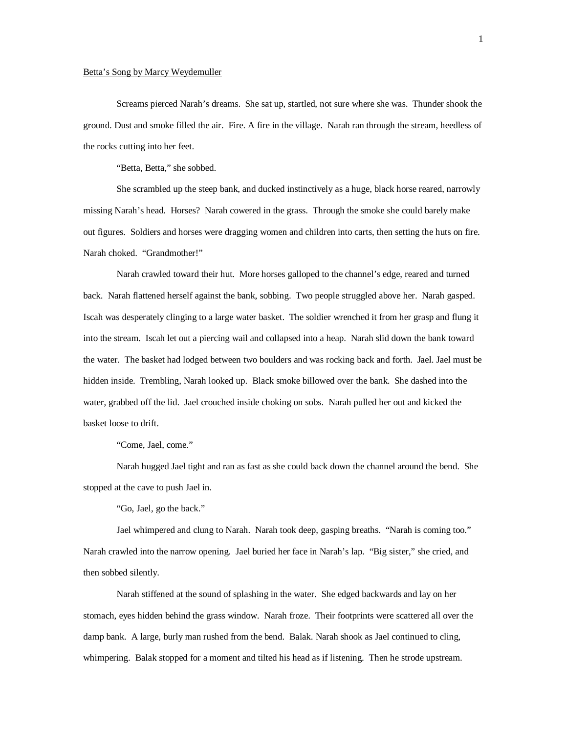Betta's Song by Marcy Weydemuller

Screams pierced Narah's dreams. She sat up, startled, not sure where she was. Thunder shook the ground. Dust and smoke filled the air. Fire. A fire in the village. Narah ran through the stream, heedless of the rocks cutting into her feet.

"Betta, Betta," she sobbed.

She scrambled up the steep bank, and ducked instinctively as a huge, black horse reared, narrowly missing Narah's head. Horses? Narah cowered in the grass. Through the smoke she could barely make out figures. Soldiers and horses were dragging women and children into carts, then setting the huts on fire. Narah choked. "Grandmother!"

Narah crawled toward their hut. More horses galloped to the channel's edge, reared and turned back. Narah flattened herself against the bank, sobbing. Two people struggled above her. Narah gasped. Iscah was desperately clinging to a large water basket. The soldier wrenched it from her grasp and flung it into the stream. Iscah let out a piercing wail and collapsed into a heap. Narah slid down the bank toward the water. The basket had lodged between two boulders and was rocking back and forth. Jael. Jael must be hidden inside. Trembling, Narah looked up. Black smoke billowed over the bank. She dashed into the water, grabbed off the lid. Jael crouched inside choking on sobs. Narah pulled her out and kicked the basket loose to drift.

"Come, Jael, come."

Narah hugged Jael tight and ran as fast as she could back down the channel around the bend. She stopped at the cave to push Jael in.

"Go, Jael, go the back."

Jael whimpered and clung to Narah. Narah took deep, gasping breaths. "Narah is coming too." Narah crawled into the narrow opening. Jael buried her face in Narah's lap. "Big sister," she cried, and then sobbed silently.

Narah stiffened at the sound of splashing in the water. She edged backwards and lay on her stomach, eyes hidden behind the grass window. Narah froze. Their footprints were scattered all over the damp bank. A large, burly man rushed from the bend. Balak. Narah shook as Jael continued to cling, whimpering. Balak stopped for a moment and tilted his head as if listening. Then he strode upstream.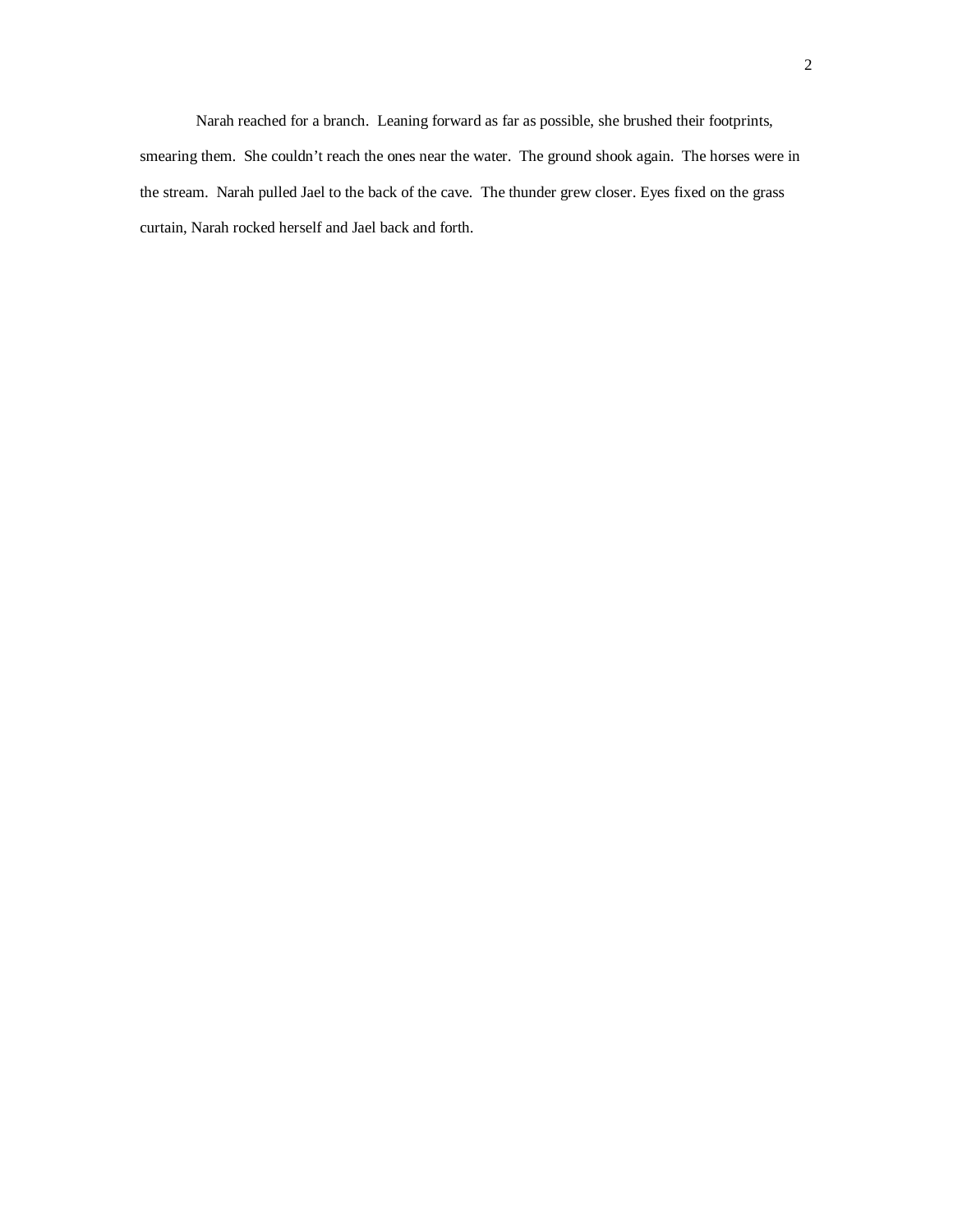Narah reached for a branch.  Leaning forward as far as possible, she brushed their footprints, smearing them.  She couldn't reach the ones near the water.  The ground shook again.  The horses were in the stream.  Narah pulled Jael to the back of the cave.  The thunder grew closer. Eyes fixed on the grass curtain, Narah rocked herself and Jael back and forth.